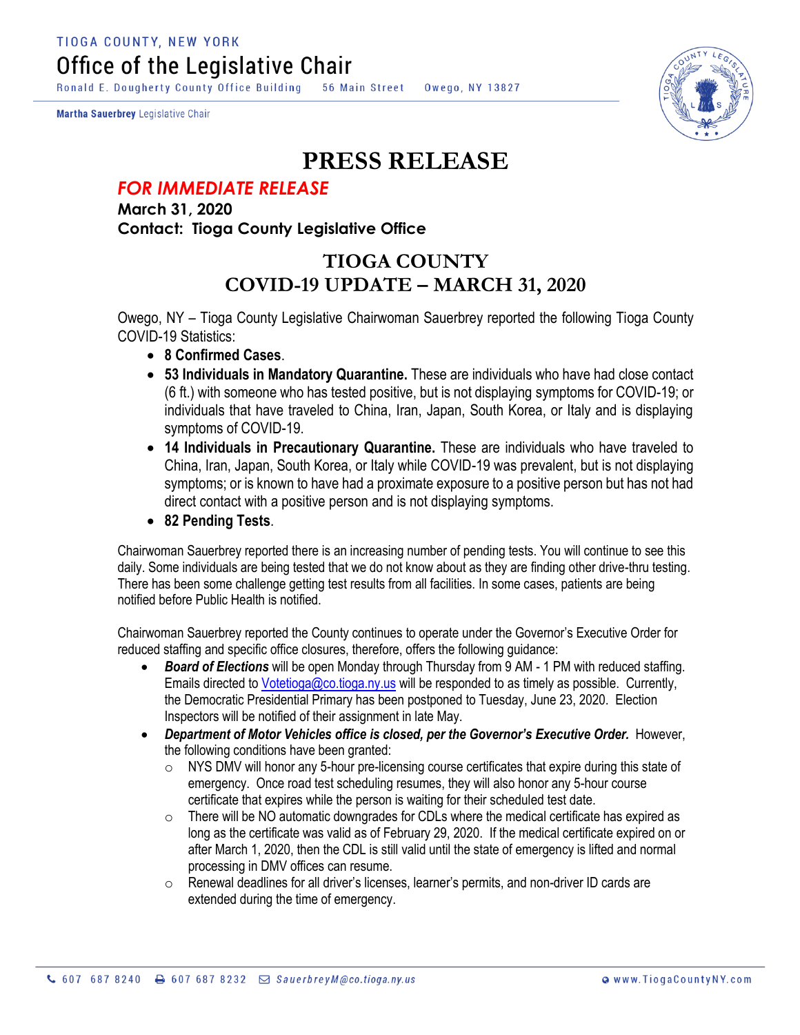TIOGA COUNTY, NEW YORK

Office of the Legislative Chair

Ronald E. Dougherty County Office Building 56 Main Street Owego, NY 13827

**Martha Sauerbrey** Legislative Chair

# PRESS RELEASE

***FOR IMMEDIATE RELEASE***

**March 31, 2020**

**Contact: Tioga County Legislative Office**

## TIOGA COUNTY
## COVID-19 UPDATE – MARCH 31, 2020

Owego, NY – Tioga County Legislative Chairwoman Sauerbrey reported the following Tioga County COVID-19 Statistics:

- **8 Confirmed Cases**.
- **53 Individuals in Mandatory Quarantine.** These are individuals who have had close contact (6 ft.) with someone who has tested positive, but is not displaying symptoms for COVID-19; or individuals that have traveled to China, Iran, Japan, South Korea, or Italy and is displaying symptoms of COVID-19.
- **14 Individuals in Precautionary Quarantine.** These are individuals who have traveled to China, Iran, Japan, South Korea, or Italy while COVID-19 was prevalent, but is not displaying symptoms; or is known to have had a proximate exposure to a positive person but has not had direct contact with a positive person and is not displaying symptoms.
- **82 Pending Tests**.

Chairwoman Sauerbrey reported there is an increasing number of pending tests. You will continue to see this daily. Some individuals are being tested that we do not know about as they are finding other drive-thru testing. There has been some challenge getting test results from all facilities. In some cases, patients are being notified before Public Health is notified.

Chairwoman Sauerbrey reported the County continues to operate under the Governor's Executive Order for reduced staffing and specific office closures, therefore, offers the following guidance:

- ***Board of Elections*** will be open Monday through Thursday from 9 AM - 1 PM with reduced staffing. Emails directed to Votetioga@co.tioga.ny.us will be responded to as timely as possible. Currently, the Democratic Presidential Primary has been postponed to Tuesday, June 23, 2020. Election Inspectors will be notified of their assignment in late May.
- ***Department of Motor Vehicles office is closed, per the Governor's Executive Order.*** However, the following conditions have been granted:
  - NYS DMV will honor any 5-hour pre-licensing course certificates that expire during this state of emergency. Once road test scheduling resumes, they will also honor any 5-hour course certificate that expires while the person is waiting for their scheduled test date.
  - There will be NO automatic downgrades for CDLs where the medical certificate has expired as long as the certificate was valid as of February 29, 2020. If the medical certificate expired on or after March 1, 2020, then the CDL is still valid until the state of emergency is lifted and normal processing in DMV offices can resume.
  - Renewal deadlines for all driver's licenses, learner's permits, and non-driver ID cards are extended during the time of emergency.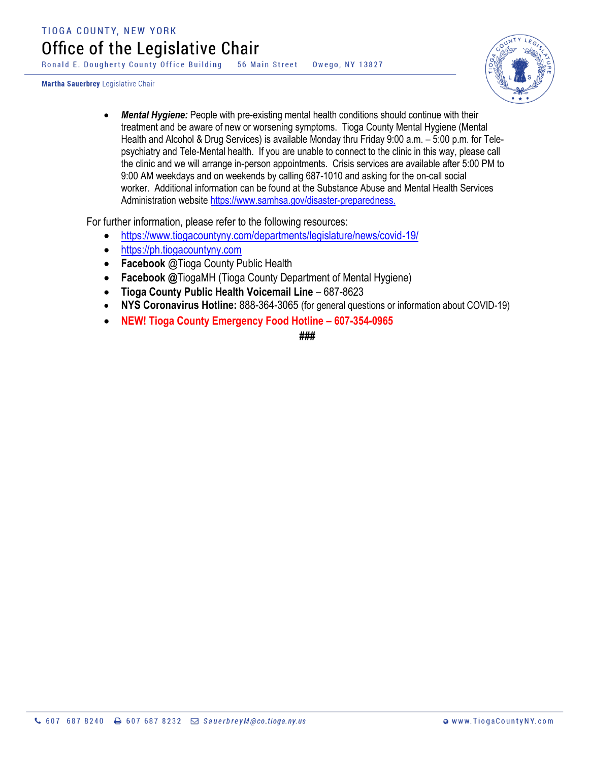- ***Mental Hygiene:*** People with pre-existing mental health conditions should continue with their treatment and be aware of new or worsening symptoms. Tioga County Mental Hygiene (Mental Health and Alcohol & Drug Services) is available Monday thru Friday 9:00 a.m. – 5:00 p.m. for Tele-psychiatry and Tele-Mental health. If you are unable to connect to the clinic in this way, please call the clinic and we will arrange in-person appointments. Crisis services are available after 5:00 PM to 9:00 AM weekdays and on weekends by calling 687-1010 and asking for the on-call social worker. Additional information can be found at the Substance Abuse and Mental Health Services Administration website https://www.samhsa.gov/disaster-preparedness.

For further information, please refer to the following resources:

- https://www.tiogacountyny.com/departments/legislature/news/covid-19/
- https://ph.tiogacountyny.com
- **Facebook** @Tioga County Public Health
- **Facebook @**TiogaMH (Tioga County Department of Mental Hygiene)
- **Tioga County Public Health Voicemail Line** – 687-8623
- **NYS Coronavirus Hotline:** 888-364-3065 (for general questions or information about COVID-19)
- **NEW! Tioga County Emergency Food Hotline – 607-354-0965**

**###**